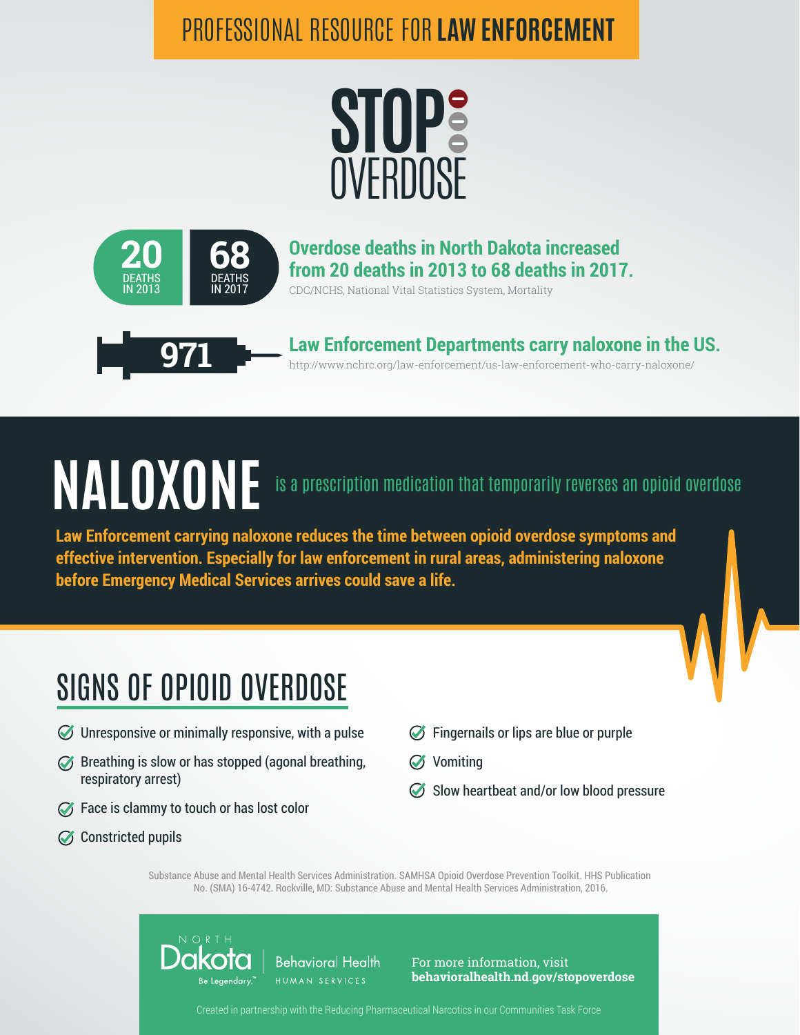PROFESSIONAL RESOURCE FOR **LAW ENFORCEMENT**

# STOP OVERDOSE

**20** DEATHS IN 2013

**68** DEATHS IN 2017

**Overdose deaths in North Dakota increased from 20 deaths in 2013 to 68 deaths in 2017.**

CDC/NCHS, National Vital Statistics System, Mortality

**971**

**Law Enforcement Departments carry naloxone in the US.**

http://www.nchrc.org/law-enforcement/us-law-enforcement-who-carry-naloxone/

# NALOXONE is a prescription medication that temporarily reverses an opioid overdose

**Law Enforcement carrying naloxone reduces the time between opioid overdose symptoms and effective intervention. Especially for law enforcement in rural areas, administering naloxone before Emergency Medical Services arrives could save a life.**

## SIGNS OF OPIOID OVERDOSE

- Unresponsive or minimally responsive, with a pulse
- Breathing is slow or has stopped (agonal breathing, respiratory arrest)
- Face is clammy to touch or has lost color
- Constricted pupils
- Fingernails or lips are blue or purple
- Vomiting
- Slow heartbeat and/or low blood pressure

Substance Abuse and Mental Health Services Administration. SAMHSA Opioid Overdose Prevention Toolkit. HHS Publication No. (SMA) 16-4742. Rockville, MD: Substance Abuse and Mental Health Services Administration, 2016.

NORTH Dakota | Be Legendary.™ | Behavioral Health HUMAN SERVICES

For more information, visit **behavioralhealth.nd.gov/stopoverdose**

Created in partnership with the Reducing Pharmaceutical Narcotics in our Communities Task Force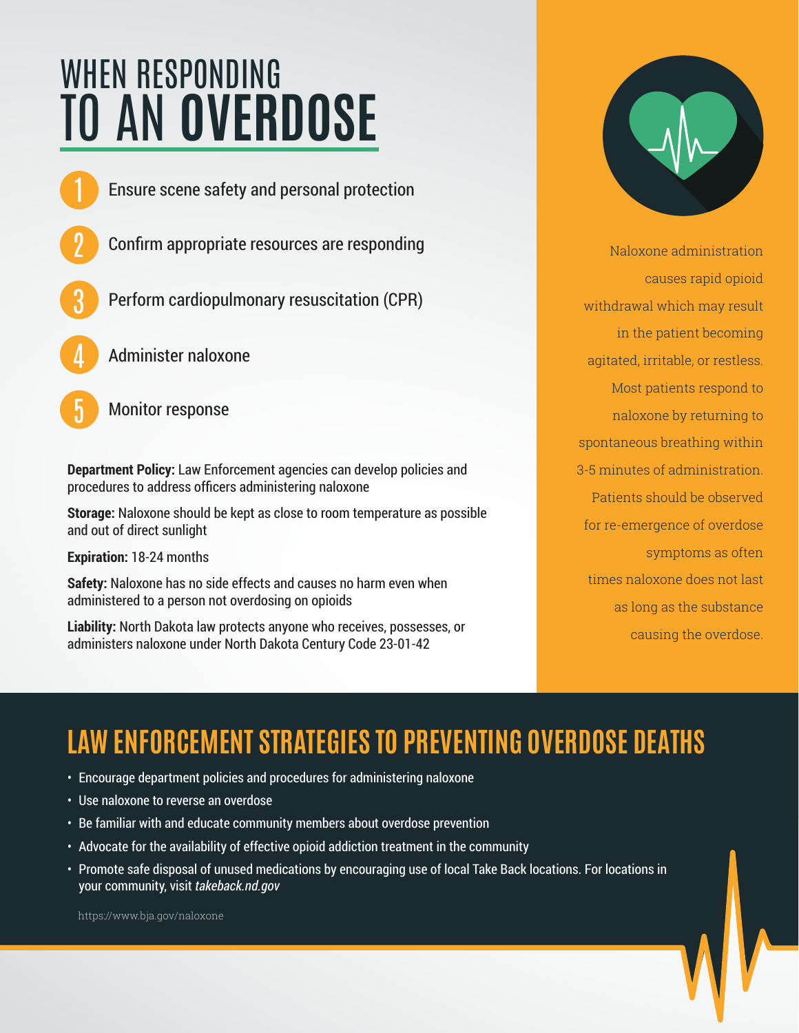# WHEN RESPONDING TO AN OVERDOSE

1. Ensure scene safety and personal protection
2. Confirm appropriate resources are responding
3. Perform cardiopulmonary resuscitation (CPR)
4. Administer naloxone
5. Monitor response

**Department Policy:** Law Enforcement agencies can develop policies and procedures to address officers administering naloxone

**Storage:** Naloxone should be kept as close to room temperature as possible and out of direct sunlight

**Expiration:** 18-24 months

**Safety:** Naloxone has no side effects and causes no harm even when administered to a person not overdosing on opioids

**Liability:** North Dakota law protects anyone who receives, possesses, or administers naloxone under North Dakota Century Code 23-01-42

Naloxone administration causes rapid opioid withdrawal which may result in the patient becoming agitated, irritable, or restless. Most patients respond to naloxone by returning to spontaneous breathing within 3-5 minutes of administration. Patients should be observed for re-emergence of overdose symptoms as often times naloxone does not last as long as the substance causing the overdose.

## LAW ENFORCEMENT STRATEGIES TO PREVENTING OVERDOSE DEATHS

- Encourage department policies and procedures for administering naloxone
- Use naloxone to reverse an overdose
- Be familiar with and educate community members about overdose prevention
- Advocate for the availability of effective opioid addiction treatment in the community
- Promote safe disposal of unused medications by encouraging use of local Take Back locations. For locations in your community, visit *takeback.nd.gov*

https://www.bja.gov/naloxone